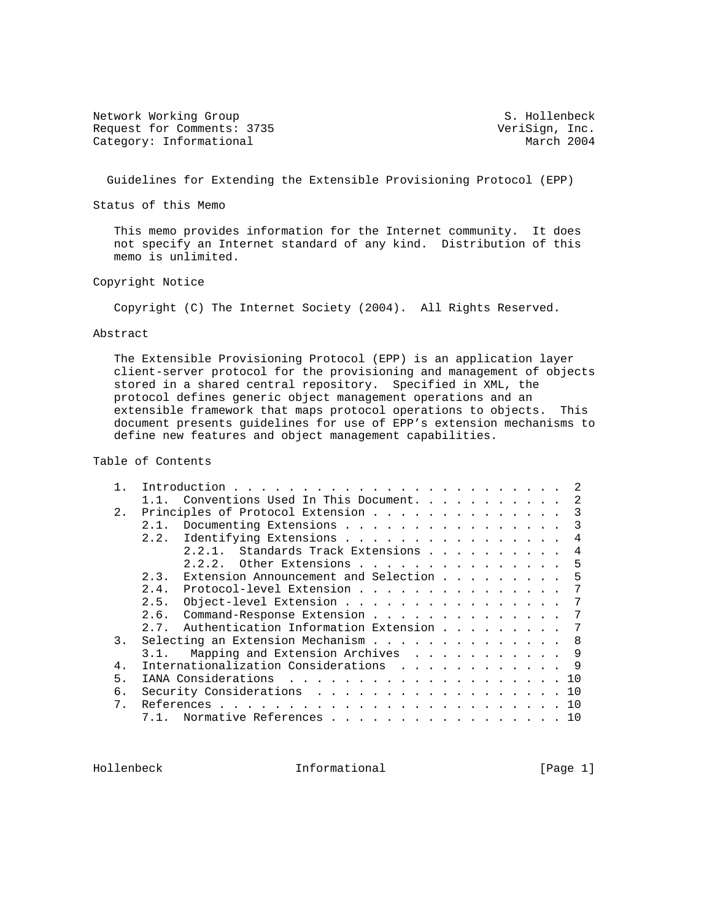Network Working Group S. Hollenbeck
Request for Comments: 3735 VeriSign, Inc.
Category: Informational March 2004

# Guidelines for Extending the Extensible Provisioning Protocol (EPP)

## Status of this Memo

This memo provides information for the Internet community. It does not specify an Internet standard of any kind. Distribution of this memo is unlimited.

## Copyright Notice

Copyright (C) The Internet Society (2004). All Rights Reserved.

## Abstract

The Extensible Provisioning Protocol (EPP) is an application layer client-server protocol for the provisioning and management of objects stored in a shared central repository. Specified in XML, the protocol defines generic object management operations and an extensible framework that maps protocol operations to objects. This document presents guidelines for use of EPP's extension mechanisms to define new features and object management capabilities.

## Table of Contents

```
1.  Introduction . . . . . . . . . . . . . . . . . . . . . . . . .  2
    1.1.  Conventions Used In This Document. . . . . . . . . . . .  2
2.  Principles of Protocol Extension . . . . . . . . . . . . . . .  3
    2.1.  Documenting Extensions . . . . . . . . . . . . . . . . .  3
    2.2.  Identifying Extensions . . . . . . . . . . . . . . . . .  4
          2.2.1.  Standards Track Extensions . . . . . . . . . . .  4
          2.2.2.  Other Extensions . . . . . . . . . . . . . . . .  5
    2.3.  Extension Announcement and Selection . . . . . . . . . .  5
    2.4.  Protocol-level Extension . . . . . . . . . . . . . . . .  7
    2.5.  Object-level Extension . . . . . . . . . . . . . . . . .  7
    2.6.  Command-Response Extension . . . . . . . . . . . . . . .  7
    2.7.  Authentication Information Extension . . . . . . . . . .  7
3.  Selecting an Extension Mechanism . . . . . . . . . . . . . . .  8
    3.1.   Mapping and Extension Archives  . . . . . . . . . . . .  9
4.  Internationalization Considerations  . . . . . . . . . . . . .  9
5.  IANA Considerations  . . . . . . . . . . . . . . . . . . . . . 10
6.  Security Considerations  . . . . . . . . . . . . . . . . . . . 10
7.  References . . . . . . . . . . . . . . . . . . . . . . . . . . 10
    7.1.  Normative References . . . . . . . . . . . . . . . . . . 10
```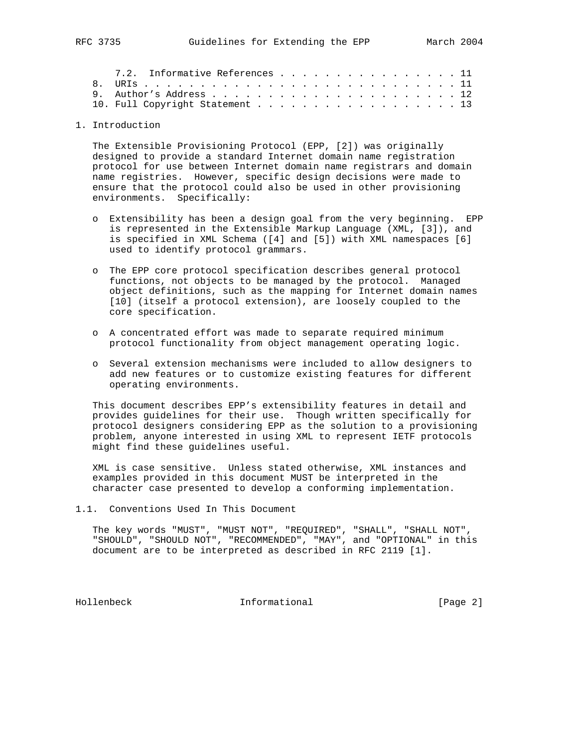7.2. Informative References . . . . . . . . . . . . . . . . 11
8. URIs . . . . . . . . . . . . . . . . . . . . . . . . . . . 11
9. Author's Address . . . . . . . . . . . . . . . . . . . . . 12
10. Full Copyright Statement . . . . . . . . . . . . . . . . . 13

# 1. Introduction

The Extensible Provisioning Protocol (EPP, [2]) was originally designed to provide a standard Internet domain name registration protocol for use between Internet domain name registrars and domain name registries. However, specific design decisions were made to ensure that the protocol could also be used in other provisioning environments. Specifically:

- Extensibility has been a design goal from the very beginning. EPP is represented in the Extensible Markup Language (XML, [3]), and is specified in XML Schema ([4] and [5]) with XML namespaces [6] used to identify protocol grammars.

- The EPP core protocol specification describes general protocol functions, not objects to be managed by the protocol. Managed object definitions, such as the mapping for Internet domain names [10] (itself a protocol extension), are loosely coupled to the core specification.

- A concentrated effort was made to separate required minimum protocol functionality from object management operating logic.

- Several extension mechanisms were included to allow designers to add new features or to customize existing features for different operating environments.

This document describes EPP's extensibility features in detail and provides guidelines for their use. Though written specifically for protocol designers considering EPP as the solution to a provisioning problem, anyone interested in using XML to represent IETF protocols might find these guidelines useful.

XML is case sensitive. Unless stated otherwise, XML instances and examples provided in this document MUST be interpreted in the character case presented to develop a conforming implementation.

## 1.1. Conventions Used In This Document

The key words "MUST", "MUST NOT", "REQUIRED", "SHALL", "SHALL NOT", "SHOULD", "SHOULD NOT", "RECOMMENDED", "MAY", and "OPTIONAL" in this document are to be interpreted as described in RFC 2119 [1].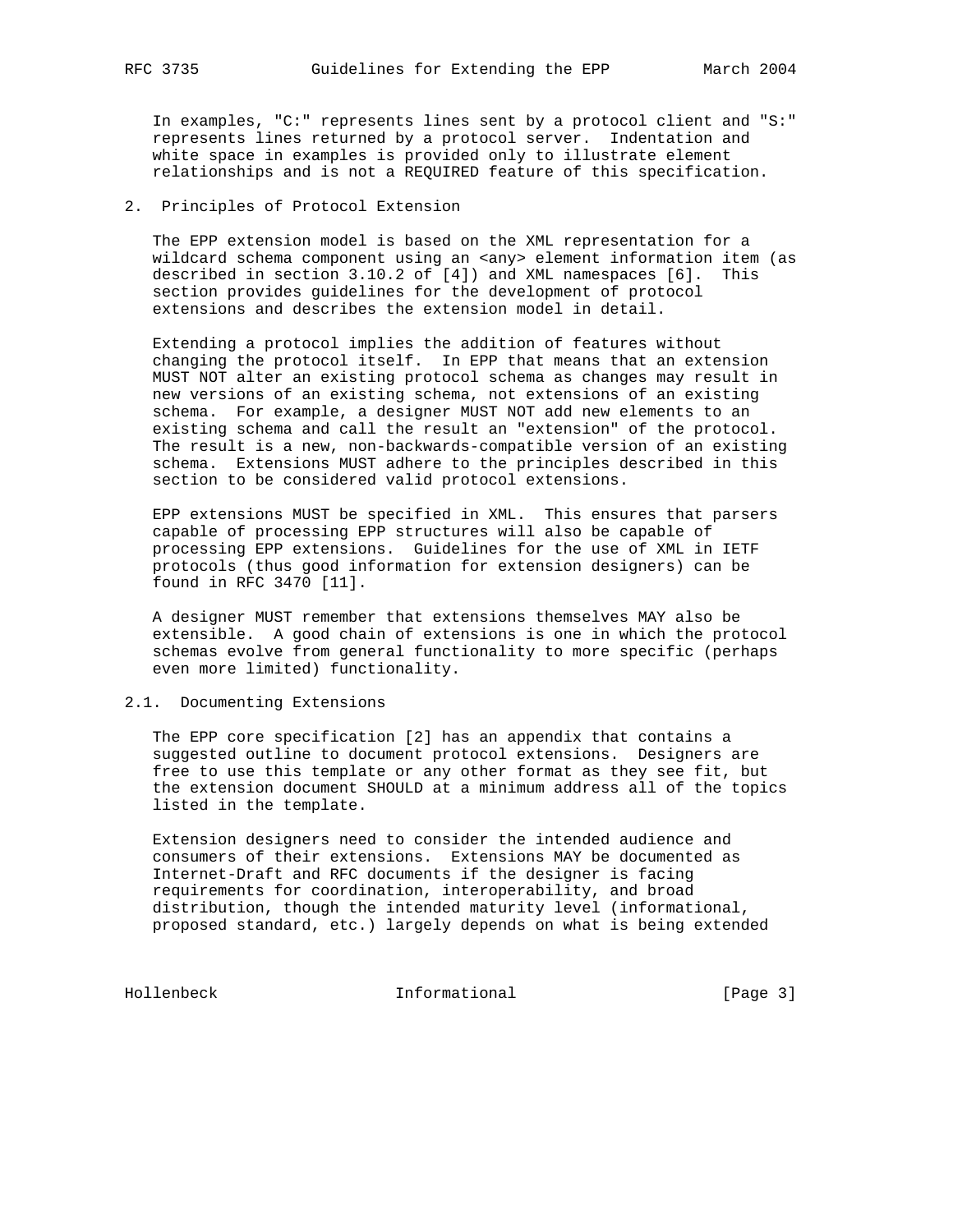In examples, "C:" represents lines sent by a protocol client and "S:" represents lines returned by a protocol server. Indentation and white space in examples is provided only to illustrate element relationships and is not a REQUIRED feature of this specification.

## 2. Principles of Protocol Extension

The EPP extension model is based on the XML representation for a wildcard schema component using an <any> element information item (as described in section 3.10.2 of [4]) and XML namespaces [6]. This section provides guidelines for the development of protocol extensions and describes the extension model in detail.

Extending a protocol implies the addition of features without changing the protocol itself. In EPP that means that an extension MUST NOT alter an existing protocol schema as changes may result in new versions of an existing schema, not extensions of an existing schema. For example, a designer MUST NOT add new elements to an existing schema and call the result an "extension" of the protocol. The result is a new, non-backwards-compatible version of an existing schema. Extensions MUST adhere to the principles described in this section to be considered valid protocol extensions.

EPP extensions MUST be specified in XML. This ensures that parsers capable of processing EPP structures will also be capable of processing EPP extensions. Guidelines for the use of XML in IETF protocols (thus good information for extension designers) can be found in RFC 3470 [11].

A designer MUST remember that extensions themselves MAY also be extensible. A good chain of extensions is one in which the protocol schemas evolve from general functionality to more specific (perhaps even more limited) functionality.

### 2.1. Documenting Extensions

The EPP core specification [2] has an appendix that contains a suggested outline to document protocol extensions. Designers are free to use this template or any other format as they see fit, but the extension document SHOULD at a minimum address all of the topics listed in the template.

Extension designers need to consider the intended audience and consumers of their extensions. Extensions MAY be documented as Internet-Draft and RFC documents if the designer is facing requirements for coordination, interoperability, and broad distribution, though the intended maturity level (informational, proposed standard, etc.) largely depends on what is being extended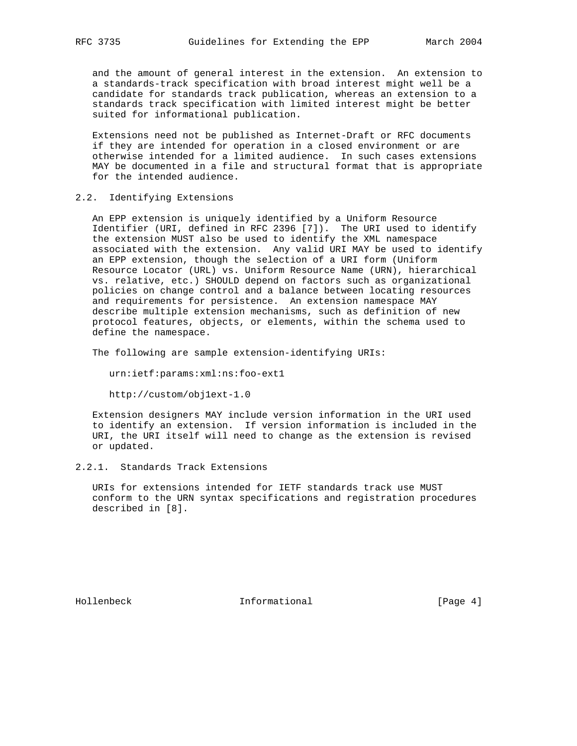and the amount of general interest in the extension. An extension to a standards-track specification with broad interest might well be a candidate for standards track publication, whereas an extension to a standards track specification with limited interest might be better suited for informational publication.

Extensions need not be published as Internet-Draft or RFC documents if they are intended for operation in a closed environment or are otherwise intended for a limited audience. In such cases extensions MAY be documented in a file and structural format that is appropriate for the intended audience.

## 2.2. Identifying Extensions

An EPP extension is uniquely identified by a Uniform Resource Identifier (URI, defined in RFC 2396 [7]). The URI used to identify the extension MUST also be used to identify the XML namespace associated with the extension. Any valid URI MAY be used to identify an EPP extension, though the selection of a URI form (Uniform Resource Locator (URL) vs. Uniform Resource Name (URN), hierarchical vs. relative, etc.) SHOULD depend on factors such as organizational policies on change control and a balance between locating resources and requirements for persistence. An extension namespace MAY describe multiple extension mechanisms, such as definition of new protocol features, objects, or elements, within the schema used to define the namespace.

The following are sample extension-identifying URIs:

```
urn:ietf:params:xml:ns:foo-ext1

http://custom/obj1ext-1.0
```

Extension designers MAY include version information in the URI used to identify an extension. If version information is included in the URI, the URI itself will need to change as the extension is revised or updated.

### 2.2.1. Standards Track Extensions

URIs for extensions intended for IETF standards track use MUST conform to the URN syntax specifications and registration procedures described in [8].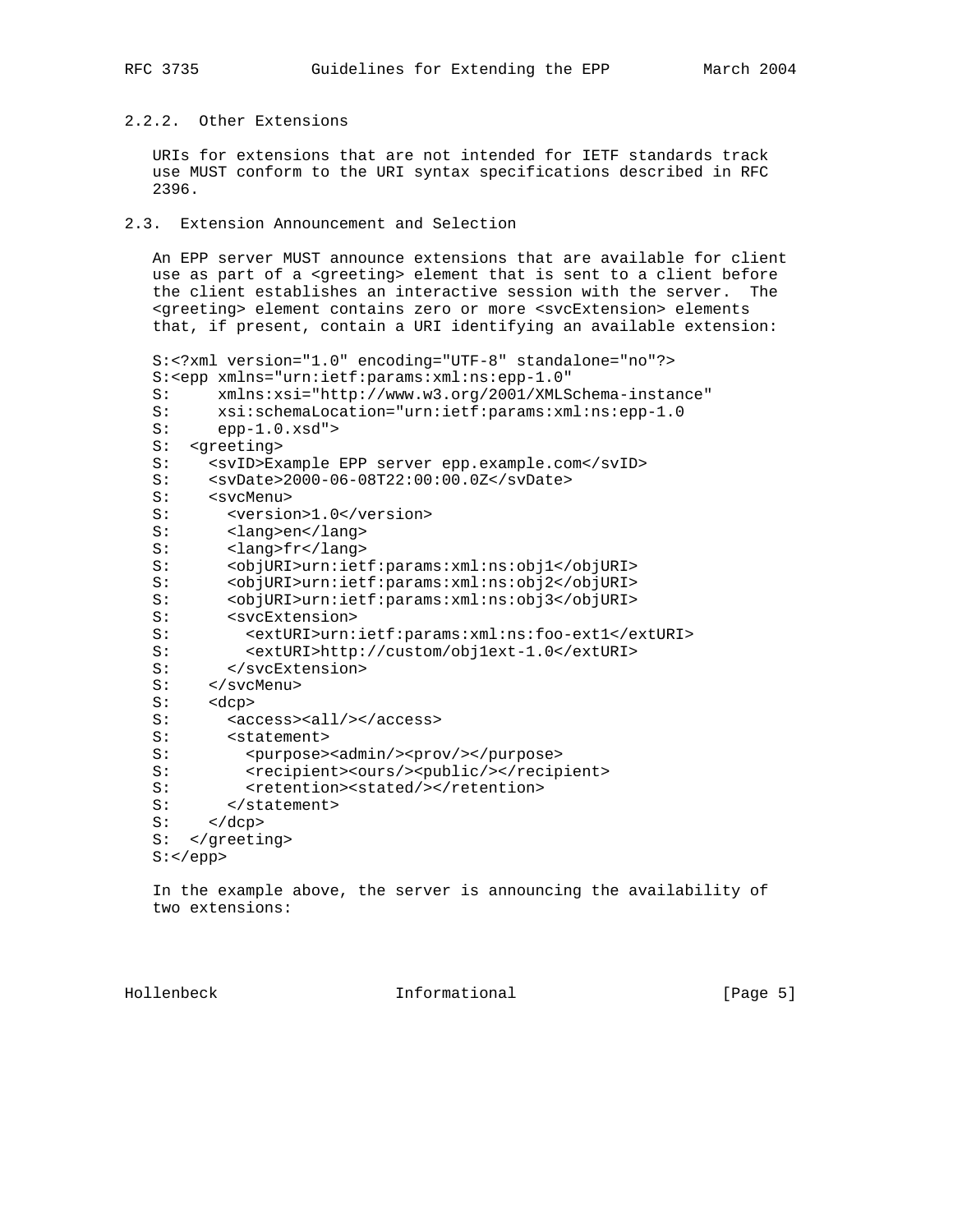#### 2.2.2. Other Extensions

URIs for extensions that are not intended for IETF standards track use MUST conform to the URI syntax specifications described in RFC 2396.

### 2.3. Extension Announcement and Selection

An EPP server MUST announce extensions that are available for client use as part of a <greeting> element that is sent to a client before the client establishes an interactive session with the server. The <greeting> element contains zero or more <svcExtension> elements that, if present, contain a URI identifying an available extension:

```
S:<?xml version="1.0" encoding="UTF-8" standalone="no"?>
S:<epp xmlns="urn:ietf:params:xml:ns:epp-1.0"
S:     xmlns:xsi="http://www.w3.org/2001/XMLSchema-instance"
S:     xsi:schemaLocation="urn:ietf:params:xml:ns:epp-1.0
S:     epp-1.0.xsd">
S:  <greeting>
S:    <svID>Example EPP server epp.example.com</svID>
S:    <svDate>2000-06-08T22:00:00.0Z</svDate>
S:    <svcMenu>
S:      <version>1.0</version>
S:      <lang>en</lang>
S:      <lang>fr</lang>
S:      <objURI>urn:ietf:params:xml:ns:obj1</objURI>
S:      <objURI>urn:ietf:params:xml:ns:obj2</objURI>
S:      <objURI>urn:ietf:params:xml:ns:obj3</objURI>
S:      <svcExtension>
S:        <extURI>urn:ietf:params:xml:ns:foo-ext1</extURI>
S:        <extURI>http://custom/obj1ext-1.0</extURI>
S:      </svcExtension>
S:    </svcMenu>
S:    <dcp>
S:      <access><all/></access>
S:      <statement>
S:        <purpose><admin/><prov/></purpose>
S:        <recipient><ours/><public/></recipient>
S:        <retention><stated/></retention>
S:      </statement>
S:    </dcp>
S:  </greeting>
S:</epp>
```

In the example above, the server is announcing the availability of two extensions: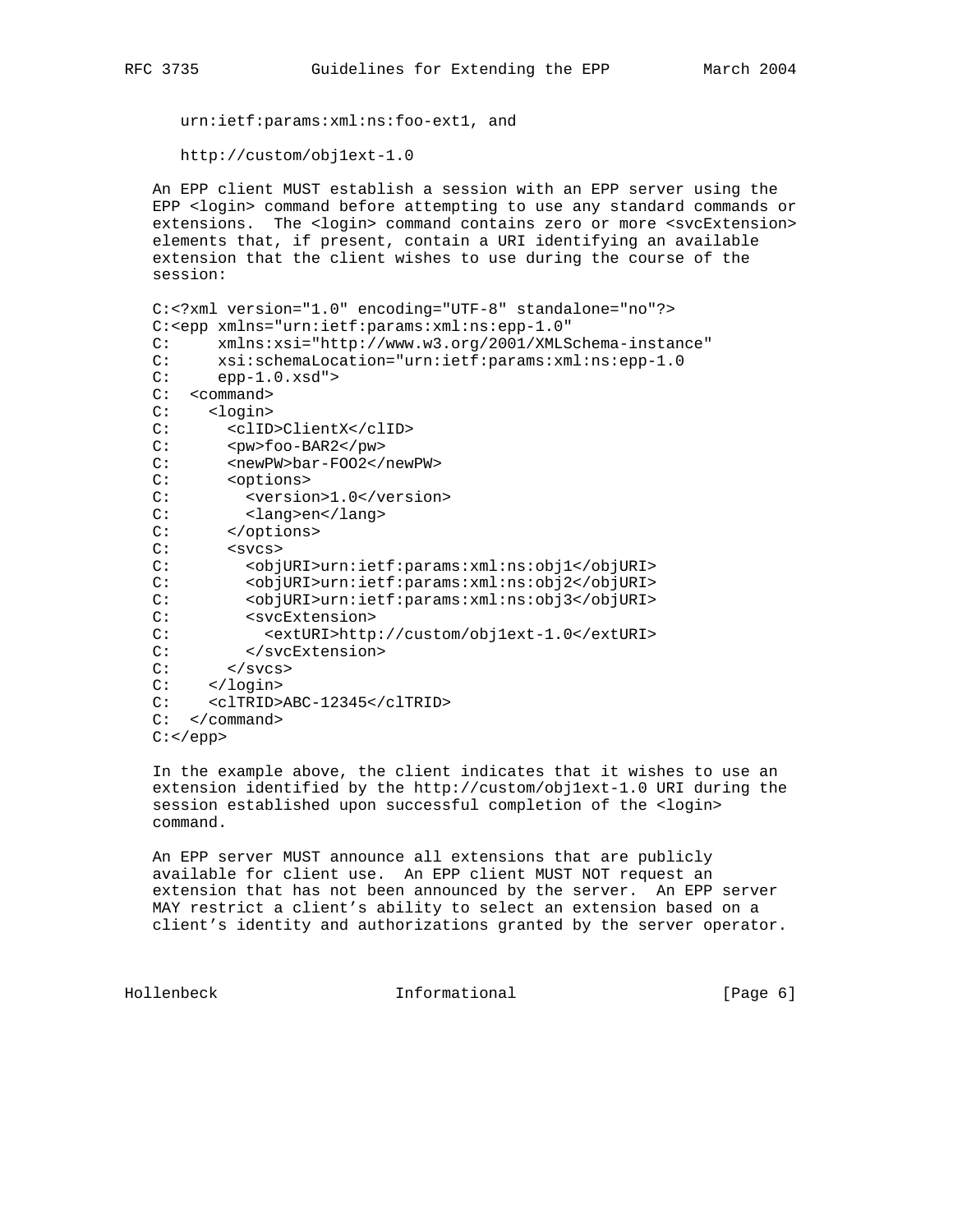urn:ietf:params:xml:ns:foo-ext1, and

http://custom/obj1ext-1.0

An EPP client MUST establish a session with an EPP server using the EPP <login> command before attempting to use any standard commands or extensions. The <login> command contains zero or more <svcExtension> elements that, if present, contain a URI identifying an available extension that the client wishes to use during the course of the session:

```
C:<?xml version="1.0" encoding="UTF-8" standalone="no"?>
C:<epp xmlns="urn:ietf:params:xml:ns:epp-1.0"
C:     xmlns:xsi="http://www.w3.org/2001/XMLSchema-instance"
C:     xsi:schemaLocation="urn:ietf:params:xml:ns:epp-1.0
C:     epp-1.0.xsd">
C:  <command>
C:    <login>
C:      <clID>ClientX</clID>
C:      <pw>foo-BAR2</pw>
C:      <newPW>bar-FOO2</newPW>
C:      <options>
C:        <version>1.0</version>
C:        <lang>en</lang>
C:      </options>
C:      <svcs>
C:        <objURI>urn:ietf:params:xml:ns:obj1</objURI>
C:        <objURI>urn:ietf:params:xml:ns:obj2</objURI>
C:        <objURI>urn:ietf:params:xml:ns:obj3</objURI>
C:        <svcExtension>
C:          <extURI>http://custom/obj1ext-1.0</extURI>
C:        </svcExtension>
C:      </svcs>
C:    </login>
C:    <clTRID>ABC-12345</clTRID>
C:  </command>
C:</epp>
```

In the example above, the client indicates that it wishes to use an extension identified by the http://custom/obj1ext-1.0 URI during the session established upon successful completion of the <login> command.

An EPP server MUST announce all extensions that are publicly available for client use. An EPP client MUST NOT request an extension that has not been announced by the server. An EPP server MAY restrict a client's ability to select an extension based on a client's identity and authorizations granted by the server operator.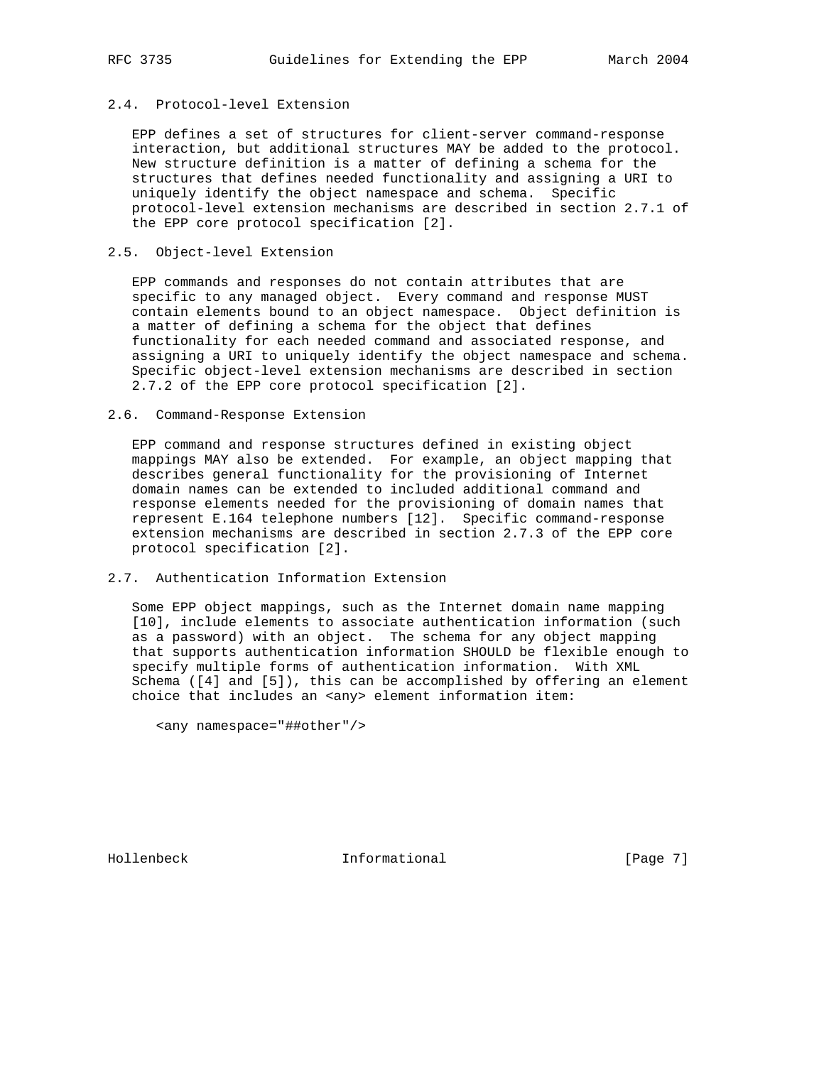## 2.4. Protocol-level Extension

EPP defines a set of structures for client-server command-response interaction, but additional structures MAY be added to the protocol. New structure definition is a matter of defining a schema for the structures that defines needed functionality and assigning a URI to uniquely identify the object namespace and schema. Specific protocol-level extension mechanisms are described in section 2.7.1 of the EPP core protocol specification [2].

## 2.5. Object-level Extension

EPP commands and responses do not contain attributes that are specific to any managed object. Every command and response MUST contain elements bound to an object namespace. Object definition is a matter of defining a schema for the object that defines functionality for each needed command and associated response, and assigning a URI to uniquely identify the object namespace and schema. Specific object-level extension mechanisms are described in section 2.7.2 of the EPP core protocol specification [2].

## 2.6. Command-Response Extension

EPP command and response structures defined in existing object mappings MAY also be extended. For example, an object mapping that describes general functionality for the provisioning of Internet domain names can be extended to included additional command and response elements needed for the provisioning of domain names that represent E.164 telephone numbers [12]. Specific command-response extension mechanisms are described in section 2.7.3 of the EPP core protocol specification [2].

## 2.7. Authentication Information Extension

Some EPP object mappings, such as the Internet domain name mapping [10], include elements to associate authentication information (such as a password) with an object. The schema for any object mapping that supports authentication information SHOULD be flexible enough to specify multiple forms of authentication information. With XML Schema ([4] and [5]), this can be accomplished by offering an element choice that includes an <any> element information item:

```
<any namespace="##other"/>
```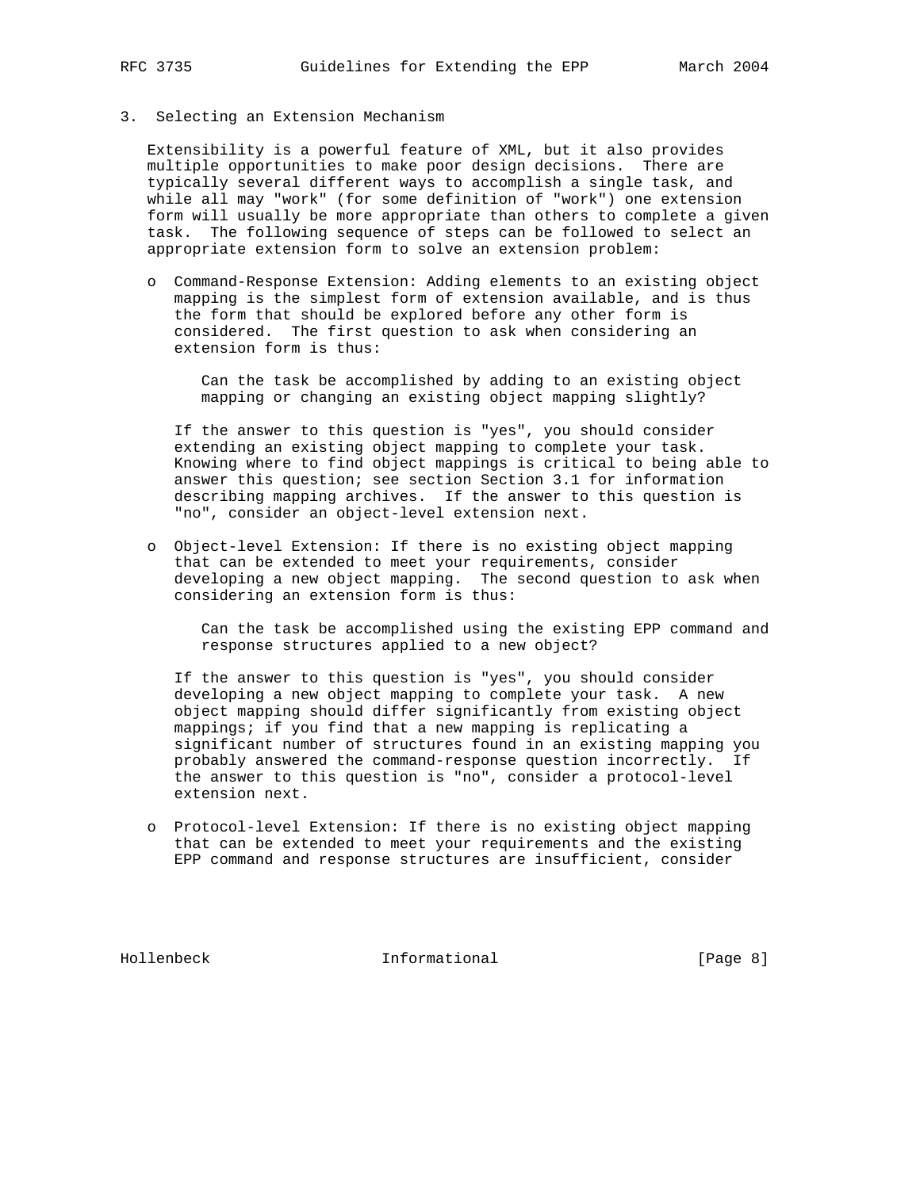## 3. Selecting an Extension Mechanism

Extensibility is a powerful feature of XML, but it also provides multiple opportunities to make poor design decisions. There are typically several different ways to accomplish a single task, and while all may "work" (for some definition of "work") one extension form will usually be more appropriate than others to complete a given task. The following sequence of steps can be followed to select an appropriate extension form to solve an extension problem:

- Command-Response Extension: Adding elements to an existing object mapping is the simplest form of extension available, and is thus the form that should be explored before any other form is considered. The first question to ask when considering an extension form is thus:

  > Can the task be accomplished by adding to an existing object mapping or changing an existing object mapping slightly?

  If the answer to this question is "yes", you should consider extending an existing object mapping to complete your task. Knowing where to find object mappings is critical to being able to answer this question; see section Section 3.1 for information describing mapping archives. If the answer to this question is "no", consider an object-level extension next.

- Object-level Extension: If there is no existing object mapping that can be extended to meet your requirements, consider developing a new object mapping. The second question to ask when considering an extension form is thus:

  > Can the task be accomplished using the existing EPP command and response structures applied to a new object?

  If the answer to this question is "yes", you should consider developing a new object mapping to complete your task. A new object mapping should differ significantly from existing object mappings; if you find that a new mapping is replicating a significant number of structures found in an existing mapping you probably answered the command-response question incorrectly. If the answer to this question is "no", consider a protocol-level extension next.

- Protocol-level Extension: If there is no existing object mapping that can be extended to meet your requirements and the existing EPP command and response structures are insufficient, consider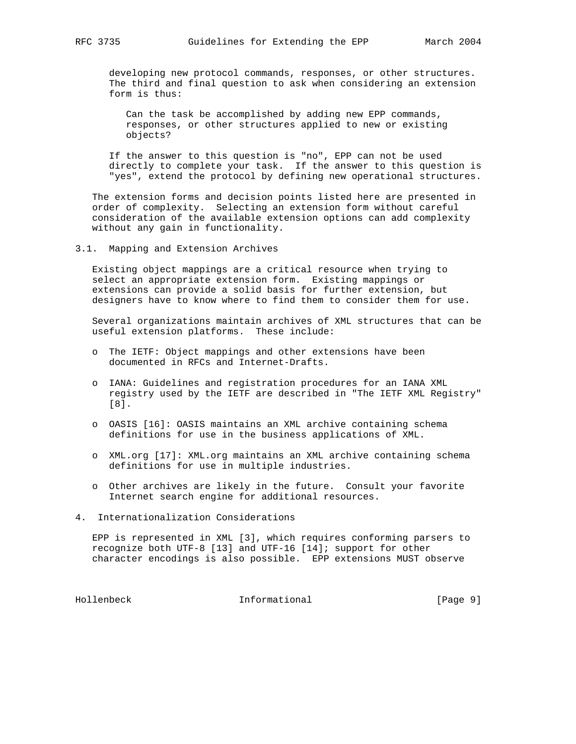developing new protocol commands, responses, or other structures. The third and final question to ask when considering an extension form is thus:

> Can the task be accomplished by adding new EPP commands, responses, or other structures applied to new or existing objects?

If the answer to this question is "no", EPP can not be used directly to complete your task. If the answer to this question is "yes", extend the protocol by defining new operational structures.

The extension forms and decision points listed here are presented in order of complexity. Selecting an extension form without careful consideration of the available extension options can add complexity without any gain in functionality.

### 3.1. Mapping and Extension Archives

Existing object mappings are a critical resource when trying to select an appropriate extension form. Existing mappings or extensions can provide a solid basis for further extension, but designers have to know where to find them to consider them for use.

Several organizations maintain archives of XML structures that can be useful extension platforms. These include:

- The IETF: Object mappings and other extensions have been documented in RFCs and Internet-Drafts.
- IANA: Guidelines and registration procedures for an IANA XML registry used by the IETF are described in "The IETF XML Registry" [8].
- OASIS [16]: OASIS maintains an XML archive containing schema definitions for use in the business applications of XML.
- XML.org [17]: XML.org maintains an XML archive containing schema definitions for use in multiple industries.
- Other archives are likely in the future. Consult your favorite Internet search engine for additional resources.

## 4. Internationalization Considerations

EPP is represented in XML [3], which requires conforming parsers to recognize both UTF-8 [13] and UTF-16 [14]; support for other character encodings is also possible. EPP extensions MUST observe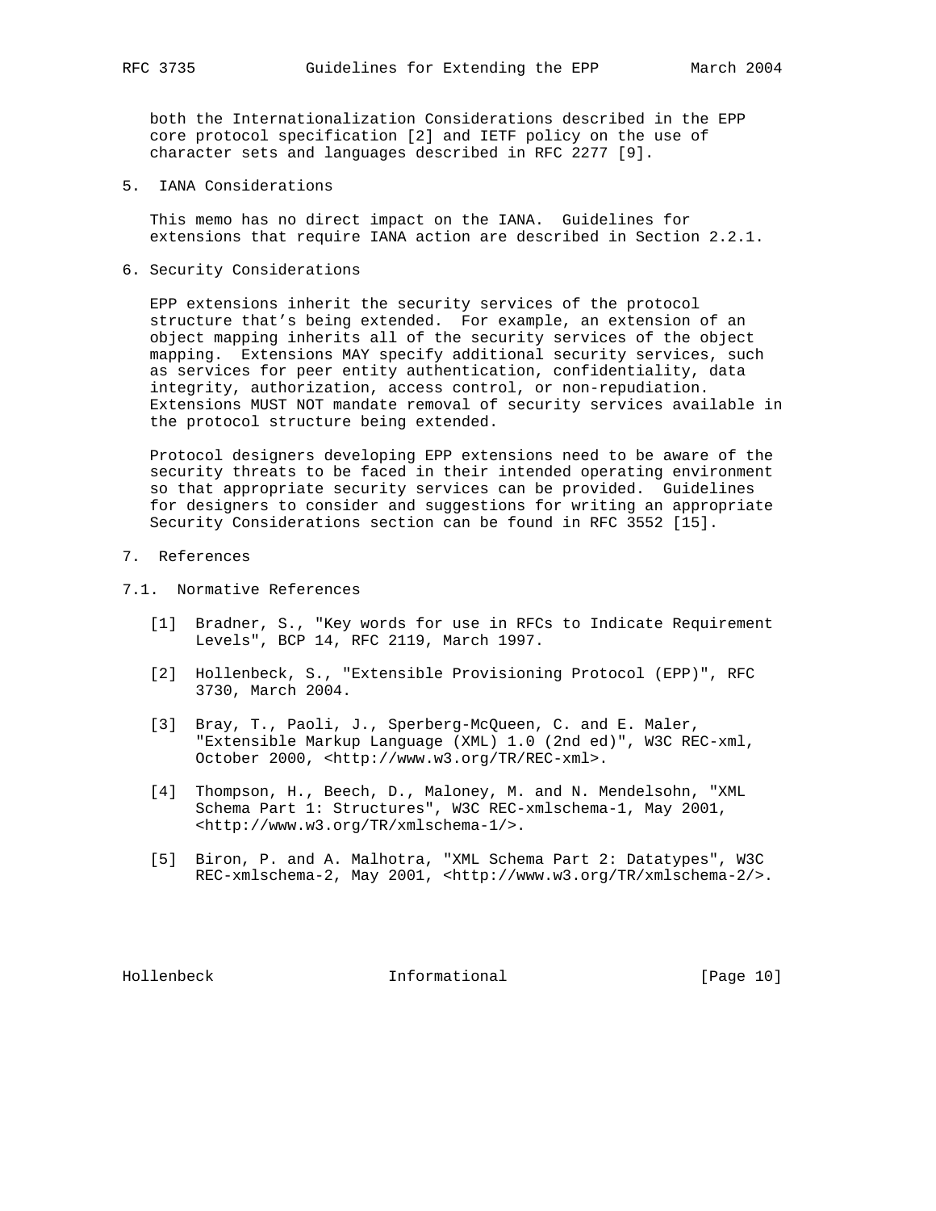both the Internationalization Considerations described in the EPP core protocol specification [2] and IETF policy on the use of character sets and languages described in RFC 2277 [9].

## 5. IANA Considerations

This memo has no direct impact on the IANA. Guidelines for extensions that require IANA action are described in Section 2.2.1.

## 6. Security Considerations

EPP extensions inherit the security services of the protocol structure that's being extended. For example, an extension of an object mapping inherits all of the security services of the object mapping. Extensions MAY specify additional security services, such as services for peer entity authentication, confidentiality, data integrity, authorization, access control, or non-repudiation. Extensions MUST NOT mandate removal of security services available in the protocol structure being extended.

Protocol designers developing EPP extensions need to be aware of the security threats to be faced in their intended operating environment so that appropriate security services can be provided. Guidelines for designers to consider and suggestions for writing an appropriate Security Considerations section can be found in RFC 3552 [15].

## 7. References

### 7.1. Normative References

[1] Bradner, S., "Key words for use in RFCs to Indicate Requirement Levels", BCP 14, RFC 2119, March 1997.

[2] Hollenbeck, S., "Extensible Provisioning Protocol (EPP)", RFC 3730, March 2004.

[3] Bray, T., Paoli, J., Sperberg-McQueen, C. and E. Maler, "Extensible Markup Language (XML) 1.0 (2nd ed)", W3C REC-xml, October 2000, <http://www.w3.org/TR/REC-xml>.

[4] Thompson, H., Beech, D., Maloney, M. and N. Mendelsohn, "XML Schema Part 1: Structures", W3C REC-xmlschema-1, May 2001, <http://www.w3.org/TR/xmlschema-1/>.

[5] Biron, P. and A. Malhotra, "XML Schema Part 2: Datatypes", W3C REC-xmlschema-2, May 2001, <http://www.w3.org/TR/xmlschema-2/>.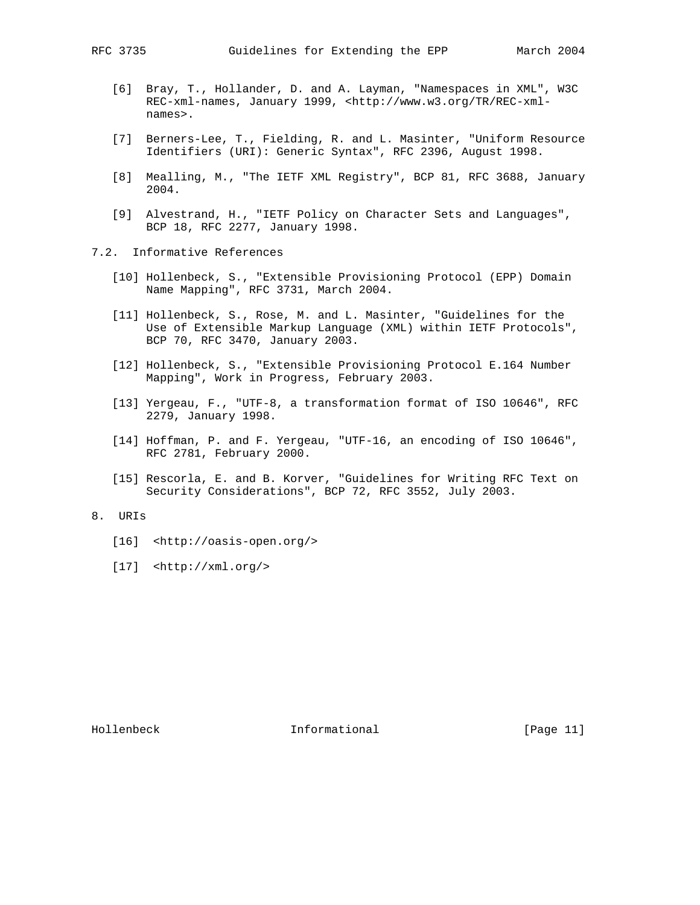[6] Bray, T., Hollander, D. and A. Layman, "Namespaces in XML", W3C REC-xml-names, January 1999, <http://www.w3.org/TR/REC-xml-names>.

[7] Berners-Lee, T., Fielding, R. and L. Masinter, "Uniform Resource Identifiers (URI): Generic Syntax", RFC 2396, August 1998.

[8] Mealling, M., "The IETF XML Registry", BCP 81, RFC 3688, January 2004.

[9] Alvestrand, H., "IETF Policy on Character Sets and Languages", BCP 18, RFC 2277, January 1998.

## 7.2. Informative References

[10] Hollenbeck, S., "Extensible Provisioning Protocol (EPP) Domain Name Mapping", RFC 3731, March 2004.

[11] Hollenbeck, S., Rose, M. and L. Masinter, "Guidelines for the Use of Extensible Markup Language (XML) within IETF Protocols", BCP 70, RFC 3470, January 2003.

[12] Hollenbeck, S., "Extensible Provisioning Protocol E.164 Number Mapping", Work in Progress, February 2003.

[13] Yergeau, F., "UTF-8, a transformation format of ISO 10646", RFC 2279, January 1998.

[14] Hoffman, P. and F. Yergeau, "UTF-16, an encoding of ISO 10646", RFC 2781, February 2000.

[15] Rescorla, E. and B. Korver, "Guidelines for Writing RFC Text on Security Considerations", BCP 72, RFC 3552, July 2003.

# 8. URIs

[16] <http://oasis-open.org/>

[17] <http://xml.org/>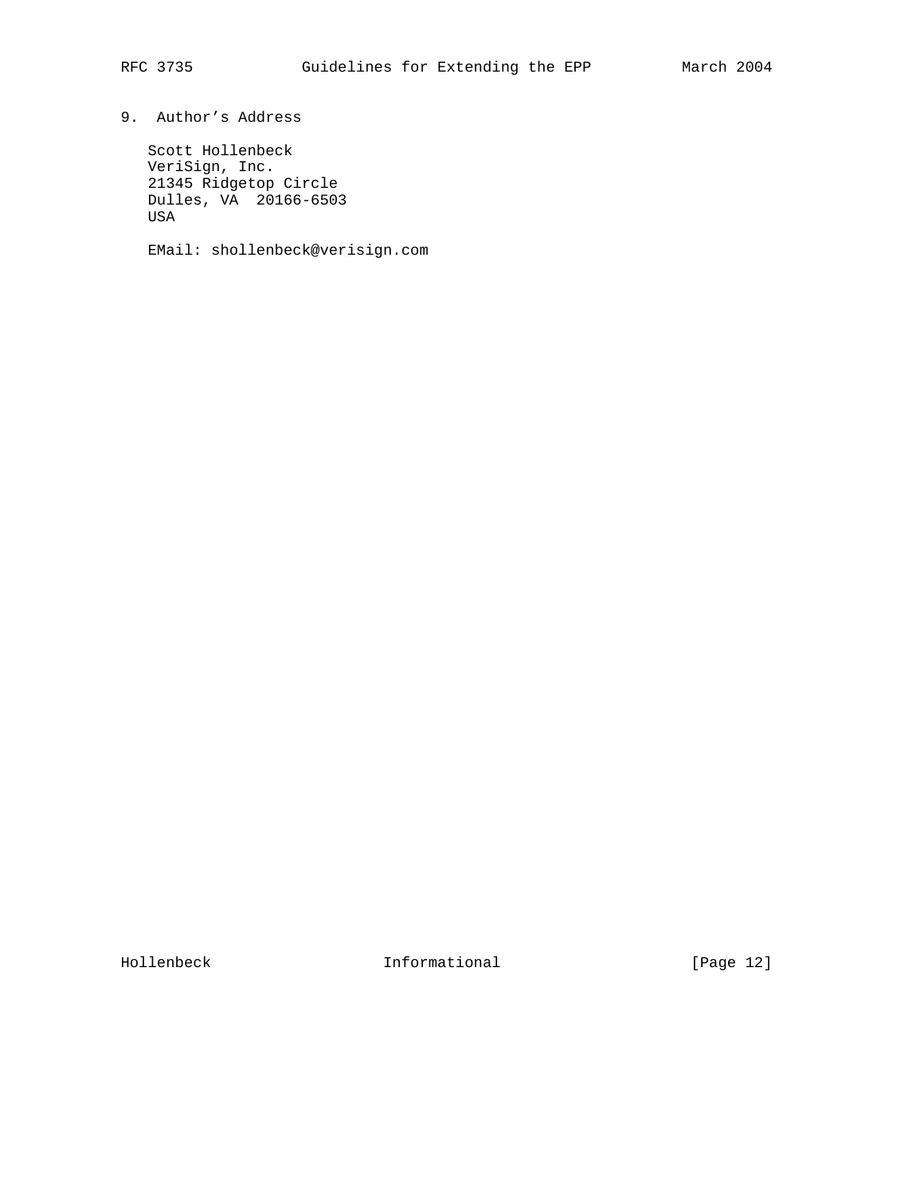## 9. Author's Address

Scott Hollenbeck
VeriSign, Inc.
21345 Ridgetop Circle
Dulles, VA 20166-6503
USA

EMail: shollenbeck@verisign.com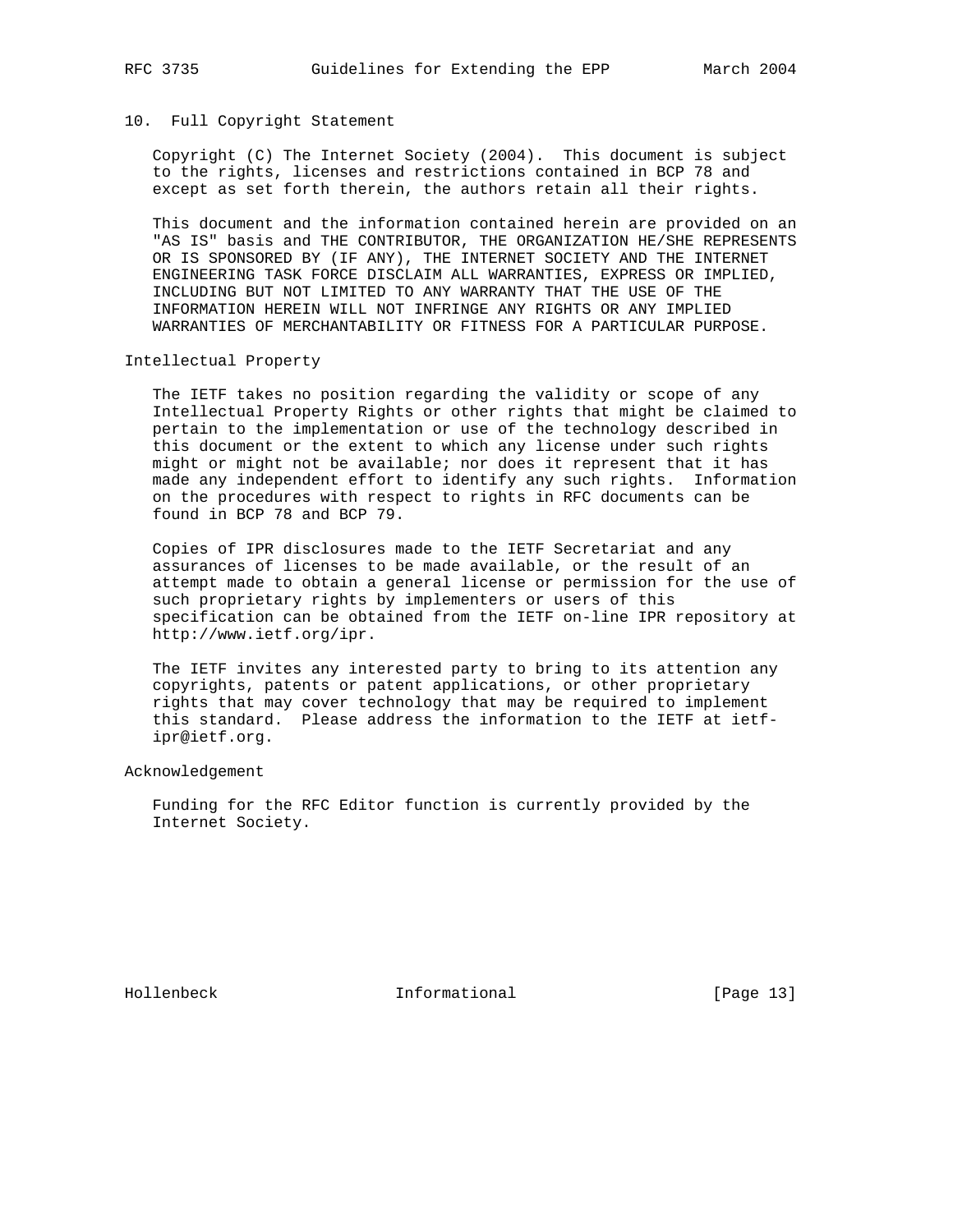## 10. Full Copyright Statement

Copyright (C) The Internet Society (2004). This document is subject to the rights, licenses and restrictions contained in BCP 78 and except as set forth therein, the authors retain all their rights.

This document and the information contained herein are provided on an "AS IS" basis and THE CONTRIBUTOR, THE ORGANIZATION HE/SHE REPRESENTS OR IS SPONSORED BY (IF ANY), THE INTERNET SOCIETY AND THE INTERNET ENGINEERING TASK FORCE DISCLAIM ALL WARRANTIES, EXPRESS OR IMPLIED, INCLUDING BUT NOT LIMITED TO ANY WARRANTY THAT THE USE OF THE INFORMATION HEREIN WILL NOT INFRINGE ANY RIGHTS OR ANY IMPLIED WARRANTIES OF MERCHANTABILITY OR FITNESS FOR A PARTICULAR PURPOSE.

## Intellectual Property

The IETF takes no position regarding the validity or scope of any Intellectual Property Rights or other rights that might be claimed to pertain to the implementation or use of the technology described in this document or the extent to which any license under such rights might or might not be available; nor does it represent that it has made any independent effort to identify any such rights. Information on the procedures with respect to rights in RFC documents can be found in BCP 78 and BCP 79.

Copies of IPR disclosures made to the IETF Secretariat and any assurances of licenses to be made available, or the result of an attempt made to obtain a general license or permission for the use of such proprietary rights by implementers or users of this specification can be obtained from the IETF on-line IPR repository at http://www.ietf.org/ipr.

The IETF invites any interested party to bring to its attention any copyrights, patents or patent applications, or other proprietary rights that may cover technology that may be required to implement this standard. Please address the information to the IETF at ietf-ipr@ietf.org.

## Acknowledgement

Funding for the RFC Editor function is currently provided by the Internet Society.